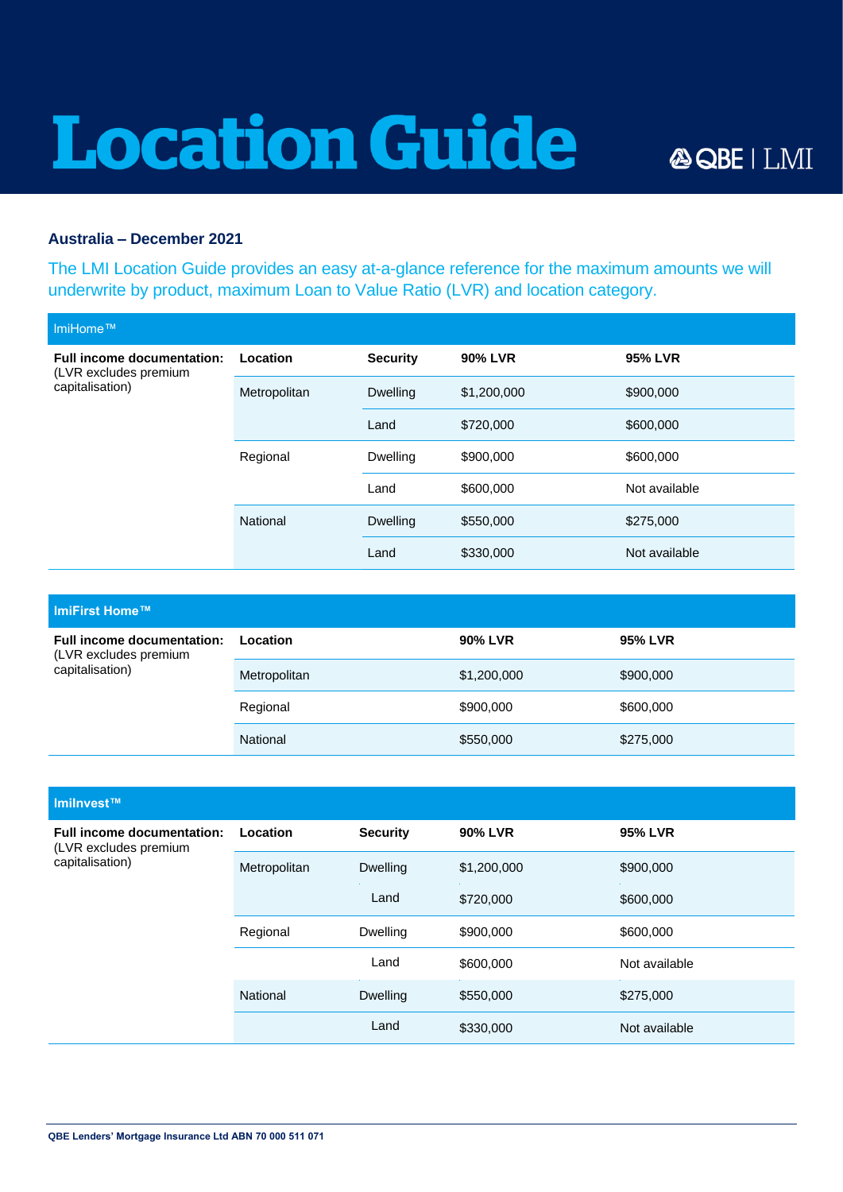# Location Guide

QBE | LMI

**Australia – December 2021**

The LMI Location Guide provides an easy at-a-glance reference for the maximum amounts we will underwrite by product, maximum Loan to Value Ratio (LVR) and location category.

## lmiHome™

| **Full income documentation:** (LVR excludes premium capitalisation) | **Location** | **Security** | **90% LVR** | **95% LVR** |
|---|---|---|---|---|
| | Metropolitan | Dwelling | $1,200,000 | $900,000 |
| | | Land | $720,000 | $600,000 |
| | Regional | Dwelling | $900,000 | $600,000 |
| | | Land | $600,000 | Not available |
| | National | Dwelling | $550,000 | $275,000 |
| | | Land | $330,000 | Not available |

## lmiFirst Home™

| **Full income documentation:** (LVR excludes premium capitalisation) | **Location** | **90% LVR** | **95% LVR** |
|---|---|---|---|
| | Metropolitan | $1,200,000 | $900,000 |
| | Regional | $900,000 | $600,000 |
| | National | $550,000 | $275,000 |

## lmiInvest™

| **Full income documentation:** (LVR excludes premium capitalisation) | **Location** | **Security** | **90% LVR** | **95% LVR** |
|---|---|---|---|---|
| | Metropolitan | Dwelling | $1,200,000 | $900,000 |
| | | Land | $720,000 | $600,000 |
| | Regional | Dwelling | $900,000 | $600,000 |
| | | Land | $600,000 | Not available |
| | National | Dwelling | $550,000 | $275,000 |
| | | Land | $330,000 | Not available |

**QBE Lenders' Mortgage Insurance Ltd ABN 70 000 511 071**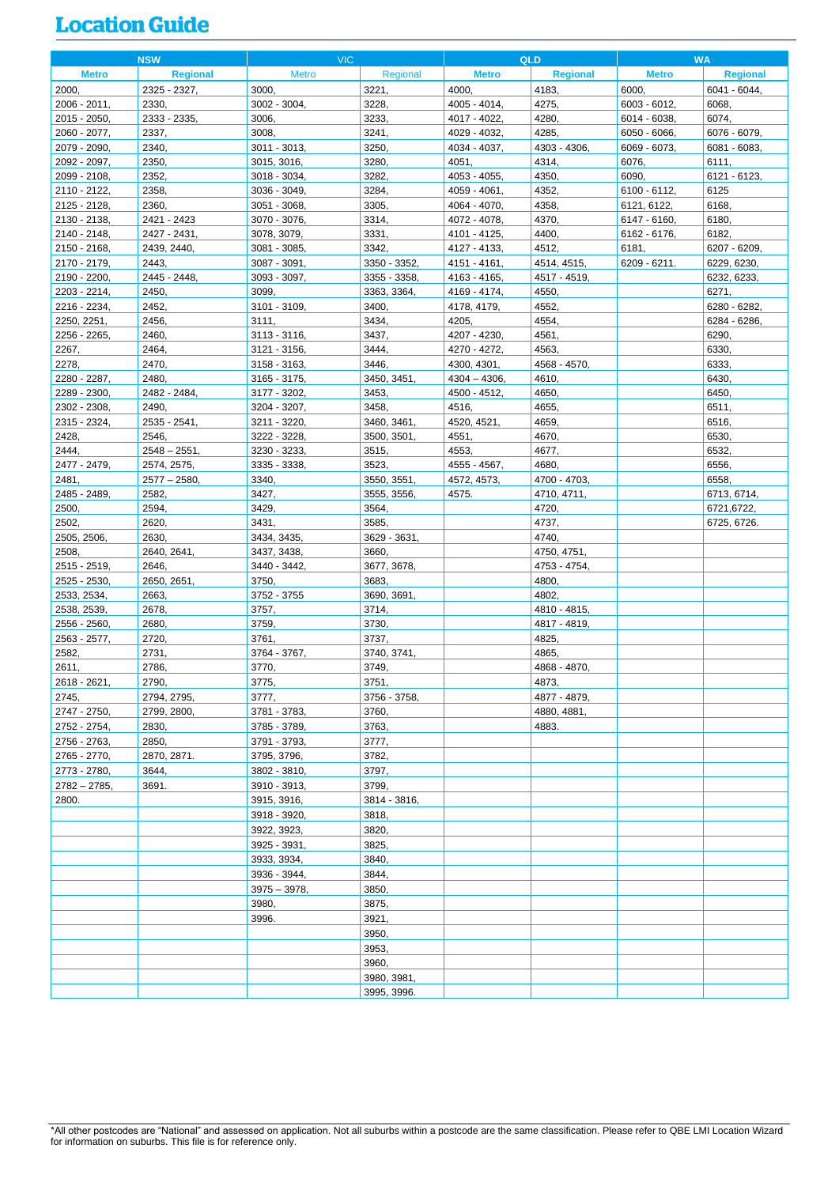# Location Guide

| NSW | | VIC | | QLD | | WA | |
|---|---|---|---|---|---|---|---|
| **Metro** | **Regional** | Metro | Regional | **Metro** | **Regional** | **Metro** | **Regional** |
| 2000, | 2325 - 2327, | 3000, | 3221, | 4000, | 4183, | 6000, | 6041 - 6044, |
| 2006 - 2011, | 2330, | 3002 - 3004, | 3228, | 4005 - 4014, | 4275, | 6003 - 6012, | 6068, |
| 2015 - 2050, | 2333 - 2335, | 3006, | 3233, | 4017 - 4022, | 4280, | 6014 - 6038, | 6074, |
| 2060 - 2077, | 2337, | 3008, | 3241, | 4029 - 4032, | 4285, | 6050 - 6066, | 6076 - 6079, |
| 2079 - 2090, | 2340, | 3011 - 3013, | 3250, | 4034 - 4037, | 4303 - 4306, | 6069 - 6073, | 6081 - 6083, |
| 2092 - 2097, | 2350, | 3015, 3016, | 3280, | 4051, | 4314, | 6076, | 6111, |
| 2099 - 2108, | 2352, | 3018 - 3034, | 3282, | 4053 - 4055, | 4350, | 6090, | 6121 - 6123, |
| 2110 - 2122, | 2358, | 3036 - 3049, | 3284, | 4059 - 4061, | 4352, | 6100 - 6112, | 6125 |
| 2125 - 2128, | 2360, | 3051 - 3068, | 3305, | 4064 - 4070, | 4358, | 6121, 6122, | 6168, |
| 2130 - 2138, | 2421 - 2423 | 3070 - 3076, | 3314, | 4072 - 4078, | 4370, | 6147 - 6160, | 6180, |
| 2140 - 2148, | 2427 - 2431, | 3078, 3079, | 3331, | 4101 - 4125, | 4400, | 6162 - 6176, | 6182, |
| 2150 - 2168, | 2439, 2440, | 3081 - 3085, | 3342, | 4127 - 4133, | 4512, | 6181, | 6207 - 6209, |
| 2170 - 2179, | 2443, | 3087 - 3091, | 3350 - 3352, | 4151 - 4161, | 4514, 4515, | 6209 - 6211. | 6229, 6230, |
| 2190 - 2200, | 2445 - 2448, | 3093 - 3097, | 3355 - 3358, | 4163 - 4165, | 4517 - 4519, | | 6232, 6233, |
| 2203 - 2214, | 2450, | 3099, | 3363, 3364, | 4169 - 4174, | 4550, | | 6271, |
| 2216 - 2234, | 2452, | 3101 - 3109, | 3400, | 4178, 4179, | 4552, | | 6280 - 6282, |
| 2250, 2251, | 2456, | 3111, | 3434, | 4205, | 4554, | | 6284 - 6286, |
| 2256 - 2265, | 2460, | 3113 - 3116, | 3437, | 4207 - 4230, | 4561, | | 6290, |
| 2267, | 2464, | 3121 - 3156, | 3444, | 4270 - 4272, | 4563, | | 6330, |
| 2278, | 2470, | 3158 - 3163, | 3446, | 4300, 4301, | 4568 - 4570, | | 6333, |
| 2280 - 2287, | 2480, | 3165 - 3175, | 3450, 3451, | 4304 – 4306, | 4610, | | 6430, |
| 2289 - 2300, | 2482 - 2484, | 3177 - 3202, | 3453, | 4500 - 4512, | 4650, | | 6450, |
| 2302 - 2308, | 2490, | 3204 - 3207, | 3458, | 4516, | 4655, | | 6511, |
| 2315 - 2324, | 2535 - 2541, | 3211 - 3220, | 3460, 3461, | 4520, 4521, | 4659, | | 6516, |
| 2428, | 2546, | 3222 - 3228, | 3500, 3501, | 4551, | 4670, | | 6530, |
| 2444, | 2548 – 2551, | 3230 - 3233, | 3515, | 4553, | 4677, | | 6532, |
| 2477 - 2479, | 2574, 2575, | 3335 - 3338, | 3523, | 4555 - 4567, | 4680, | | 6556, |
| 2481, | 2577 – 2580, | 3340, | 3550, 3551, | 4572, 4573, | 4700 - 4703, | | 6558, |
| 2485 - 2489, | 2582, | 3427, | 3555, 3556, | 4575. | 4710, 4711, | | 6713, 6714, |
| 2500, | 2594, | 3429, | 3564, | | 4720, | | 6721,6722, |
| 2502, | 2620, | 3431, | 3585, | | 4737, | | 6725, 6726. |
| 2505, 2506, | 2630, | 3434, 3435, | 3629 - 3631, | | 4740, | | |
| 2508, | 2640, 2641, | 3437, 3438, | 3660, | | 4750, 4751, | | |
| 2515 - 2519, | 2646, | 3440 - 3442, | 3677, 3678, | | 4753 - 4754, | | |
| 2525 - 2530, | 2650, 2651, | 3750, | 3683, | | 4800, | | |
| 2533, 2534, | 2663, | 3752 - 3755 | 3690, 3691, | | 4802, | | |
| 2538, 2539, | 2678, | 3757, | 3714, | | 4810 - 4815, | | |
| 2556 - 2560, | 2680, | 3759, | 3730, | | 4817 - 4819, | | |
| 2563 - 2577, | 2720, | 3761, | 3737, | | 4825, | | |
| 2582, | 2731, | 3764 - 3767, | 3740, 3741, | | 4865, | | |
| 2611, | 2786, | 3770, | 3749, | | 4868 - 4870, | | |
| 2618 - 2621, | 2790, | 3775, | 3751, | | 4873, | | |
| 2745, | 2794, 2795, | 3777, | 3756 - 3758, | | 4877 - 4879, | | |
| 2747 - 2750, | 2799, 2800, | 3781 - 3783, | 3760, | | 4880, 4881, | | |
| 2752 - 2754, | 2830, | 3785 - 3789, | 3763, | | 4883. | | |
| 2756 - 2763, | 2850, | 3791 - 3793, | 3777, | | | | |
| 2765 - 2770, | 2870, 2871. | 3795, 3796, | 3782, | | | | |
| 2773 - 2780, | 3644, | 3802 - 3810, | 3797, | | | | |
| 2782 – 2785, | 3691. | 3910 - 3913, | 3799, | | | | |
| 2800. | | 3915, 3916, | 3814 - 3816, | | | | |
| | | 3918 - 3920, | 3818, | | | | |
| | | 3922, 3923, | 3820, | | | | |
| | | 3925 - 3931, | 3825, | | | | |
| | | 3933, 3934, | 3840, | | | | |
| | | 3936 - 3944, | 3844, | | | | |
| | | 3975 – 3978, | 3850, | | | | |
| | | 3980, | 3875, | | | | |
| | | 3996. | 3921, | | | | |
| | | | 3950, | | | | |
| | | | 3953, | | | | |
| | | | 3960, | | | | |
| | | | 3980, 3981, | | | | |
| | | | 3995, 3996. | | | | |

*All other postcodes are "National" and assessed on application. Not all suburbs within a postcode are the same classification. Please refer to QBE LMI Location Wizard for information on suburbs. This file is for reference only.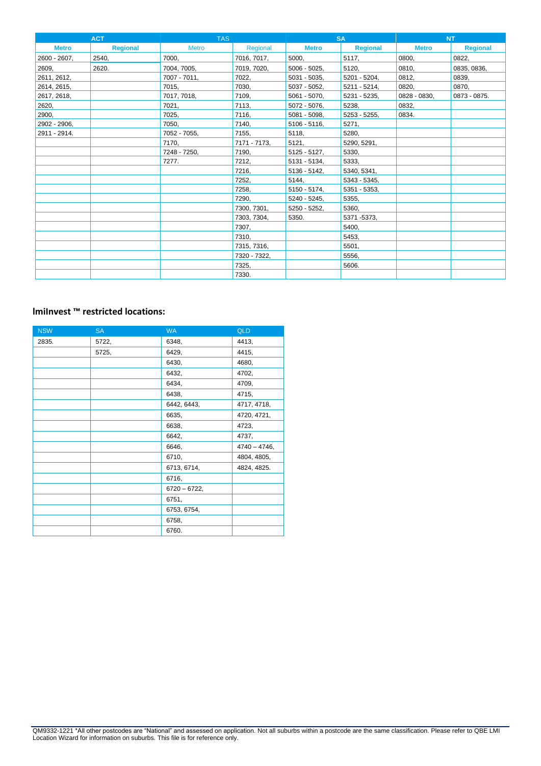| ACT | | TAS | | SA | | NT | |
|---|---|---|---|---|---|---|---|
| Metro | Regional | Metro | Regional | Metro | Regional | Metro | Regional |
| 2600 - 2607, | 2540, | 7000, | 7016, 7017, | 5000, | 5117, | 0800, | 0822, |
| 2609, | 2620. | 7004, 7005, | 7019, 7020, | 5006 - 5025, | 5120, | 0810, | 0835, 0836, |
| 2611, 2612, | | 7007 - 7011, | 7022, | 5031 - 5035, | 5201 - 5204, | 0812, | 0839, |
| 2614, 2615, | | 7015, | 7030, | 5037 - 5052, | 5211 - 5214, | 0820, | 0870, |
| 2617, 2618, | | 7017, 7018, | 7109, | 5061 - 5070, | 5231 - 5235, | 0828 - 0830, | 0873 - 0875. |
| 2620, | | 7021, | 7113, | 5072 - 5076, | 5238, | 0832, | |
| 2900, | | 7025, | 7116, | 5081 - 5098, | 5253 - 5255, | 0834. | |
| 2902 - 2906, | | 7050, | 7140, | 5106 - 5116, | 5271, | | |
| 2911 - 2914. | | 7052 - 7055, | 7155, | 5118, | 5280, | | |
| | | 7170, | 7171 - 7173, | 5121, | 5290, 5291, | | |
| | | 7248 - 7250, | 7190, | 5125 - 5127, | 5330, | | |
| | | 7277. | 7212, | 5131 - 5134, | 5333, | | |
| | | | 7216, | 5136 - 5142, | 5340, 5341, | | |
| | | | 7252, | 5144, | 5343 - 5345, | | |
| | | | 7258, | 5150 - 5174, | 5351 - 5353, | | |
| | | | 7290, | 5240 - 5245, | 5355, | | |
| | | | 7300, 7301, | 5250 - 5252, | 5360, | | |
| | | | 7303, 7304, | 5350. | 5371 -5373, | | |
| | | | 7307, | | 5400, | | |
| | | | 7310, | | 5453, | | |
| | | | 7315, 7316, | | 5501, | | |
| | | | 7320 - 7322, | | 5556, | | |
| | | | 7325, | | 5606. | | |
| | | | 7330. | | | | |

## lmiInvest ™ restricted locations:

| NSW | SA | WA | QLD |
|---|---|---|---|
| 2835. | 5722, | 6348, | 4413, |
| | 5725, | 6429, | 4415, |
| | | 6430, | 4680, |
| | | 6432, | 4702, |
| | | 6434, | 4709, |
| | | 6438, | 4715, |
| | | 6442, 6443, | 4717, 4718, |
| | | 6635, | 4720, 4721, |
| | | 6638, | 4723, |
| | | 6642, | 4737, |
| | | 6646, | 4740 – 4746, |
| | | 6710, | 4804, 4805, |
| | | 6713, 6714, | 4824, 4825. |
| | | 6716, | |
| | | 6720 – 6722, | |
| | | 6751, | |
| | | 6753, 6754, | |
| | | 6758, | |
| | | 6760. | |

QM9332-1221 *All other postcodes are "National" and assessed on application. Not all suburbs within a postcode are the same classification. Please refer to QBE LMI Location Wizard for information on suburbs. This file is for reference only.